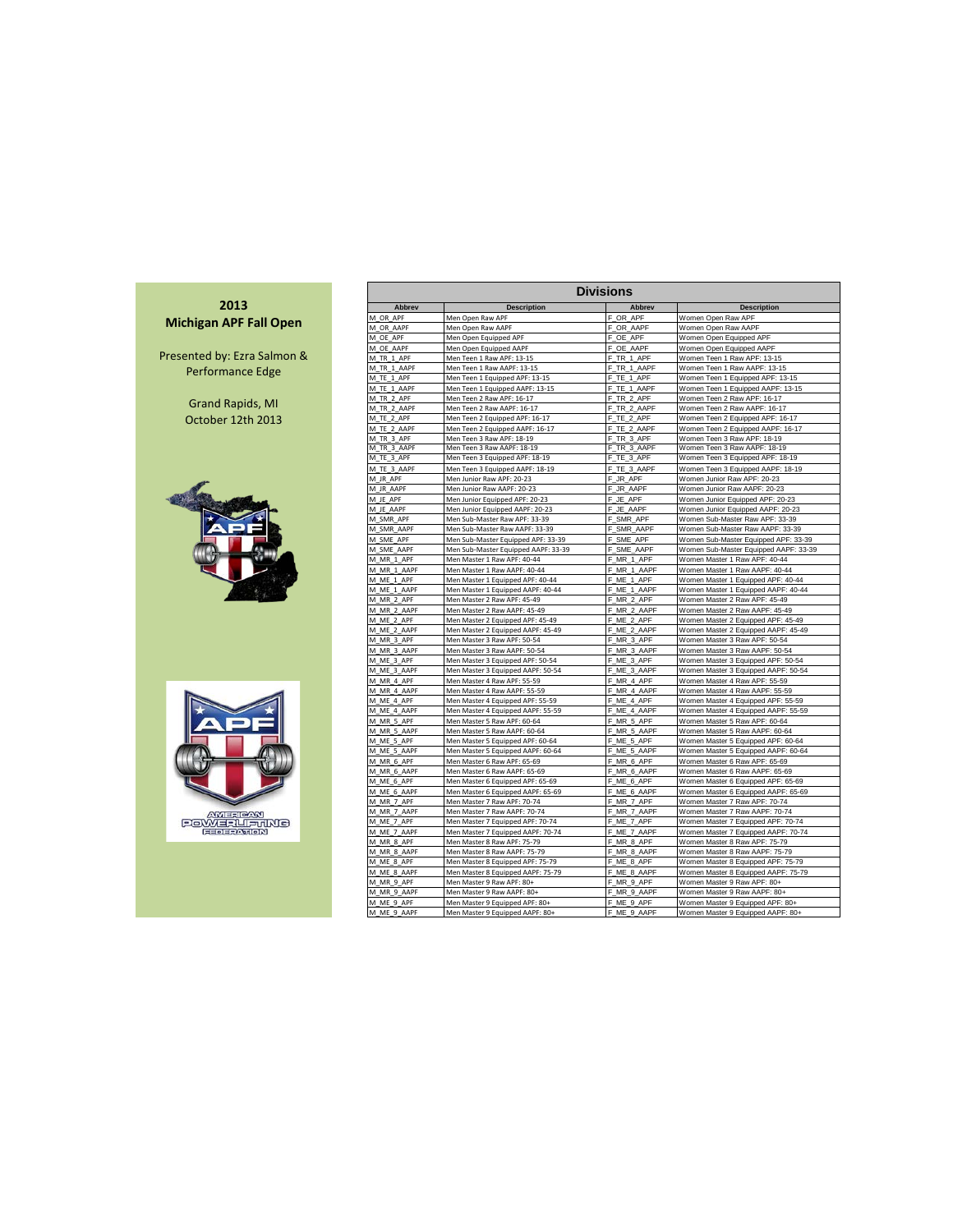## 2013 Michigan APF Fall Open

Presented by: Ezra Salmon & Performance Edge

Grand Rapids, MI
October 12th 2013

AMERICAN POWERLIFTING FEDERATION

### Divisions

| Abbrev | Description | Abbrev | Description |
|---|---|---|---|
| M_OR_APF | Men Open Raw APF | F_OR_APF | Women Open Raw APF |
| M_OR_AAPF | Men Open Raw AAPF | F_OR_AAPF | Women Open Raw AAPF |
| M_OE_APF | Men Open Equipped APF | F_OE_APF | Women Open Equipped APF |
| M_OE_AAPF | Men Open Equipped AAPF | F_OE_AAPF | Women Open Equipped AAPF |
| M_TR_1_APF | Men Teen 1 Raw APF: 13-15 | F_TR_1_APF | Women Teen 1 Raw APF: 13-15 |
| M_TR_1_AAPF | Men Teen 1 Raw AAPF: 13-15 | F_TR_1_AAPF | Women Teen 1 Raw AAPF: 13-15 |
| M_TE_1_APF | Men Teen 1 Equipped APF: 13-15 | F_TE_1_APF | Women Teen 1 Equipped APF: 13-15 |
| M_TE_1_AAPF | Men Teen 1 Equipped AAPF: 13-15 | F_TE_1_AAPF | Women Teen 1 Equipped AAPF: 13-15 |
| M_TR_2_APF | Men Teen 2 Raw APF: 16-17 | F_TR_2_APF | Women Teen 2 Raw APF: 16-17 |
| M_TR_2_AAPF | Men Teen 2 Raw AAPF: 16-17 | F_TR_2_AAPF | Women Teen 2 Raw AAPF: 16-17 |
| M_TE_2_APF | Men Teen 2 Equipped APF: 16-17 | F_TE_2_APF | Women Teen 2 Equipped APF: 16-17 |
| M_TE_2_AAPF | Men Teen 2 Equipped AAPF: 16-17 | F_TE_2_AAPF | Women Teen 2 Equipped AAPF: 16-17 |
| M_TR_3_APF | Men Teen 3 Raw APF: 18-19 | F_TR_3_APF | Women Teen 3 Raw APF: 18-19 |
| M_TR_3_AAPF | Men Teen 3 Raw AAPF: 18-19 | F_TR_3_AAPF | Women Teen 3 Raw AAPF: 18-19 |
| M_TE_3_APF | Men Teen 3 Equipped APF: 18-19 | F_TE_3_APF | Women Teen 3 Equipped APF: 18-19 |
| M_TE_3_AAPF | Men Teen 3 Equipped AAPF: 18-19 | F_TE_3_AAPF | Women Teen 3 Equipped AAPF: 18-19 |
| M_JR_APF | Men Junior Raw APF: 20-23 | F_JR_APF | Women Junior Raw APF: 20-23 |
| M_JR_AAPF | Men Junior Raw AAPF: 20-23 | F_JR_AAPF | Women Junior Raw AAPF: 20-23 |
| M_JE_APF | Men Junior Equipped APF: 20-23 | F_JE_APF | Women Junior Equipped APF: 20-23 |
| M_JE_AAPF | Men Junior Equipped AAPF: 20-23 | F_JE_AAPF | Women Junior Equipped AAPF: 20-23 |
| M_SMR_APF | Men Sub-Master Raw APF: 33-39 | F_SMR_APF | Women Sub-Master Raw APF: 33-39 |
| M_SMR_AAPF | Men Sub-Master Raw AAPF: 33-39 | F_SMR_AAPF | Women Sub-Master Raw AAPF: 33-39 |
| M_SME_APF | Men Sub-Master Equipped APF: 33-39 | F_SME_APF | Women Sub-Master Equipped APF: 33-39 |
| M_SME_AAPF | Men Sub-Master Equipped AAPF: 33-39 | F_SME_AAPF | Women Sub-Master Equipped AAPF: 33-39 |
| M_MR_1_APF | Men Master 1 Raw APF: 40-44 | F_MR_1_APF | Women Master 1 Raw APF: 40-44 |
| M_MR_1_AAPF | Men Master 1 Raw AAPF: 40-44 | F_MR_1_AAPF | Women Master 1 Raw AAPF: 40-44 |
| M_ME_1_APF | Men Master 1 Equipped APF: 40-44 | F_ME_1_APF | Women Master 1 Equipped APF: 40-44 |
| M_ME_1_AAPF | Men Master 1 Equipped AAPF: 40-44 | F_ME_1_AAPF | Women Master 1 Equipped AAPF: 40-44 |
| M_MR_2_APF | Men Master 2 Raw APF: 45-49 | F_MR_2_APF | Women Master 2 Raw APF: 45-49 |
| M_MR_2_AAPF | Men Master 2 Raw AAPF: 45-49 | F_MR_2_AAPF | Women Master 2 Raw AAPF: 45-49 |
| M_ME_2_APF | Men Master 2 Equipped APF: 45-49 | F_ME_2_APF | Women Master 2 Equipped APF: 45-49 |
| M_ME_2_AAPF | Men Master 2 Equipped AAPF: 45-49 | F_ME_2_AAPF | Women Master 2 Equipped AAPF: 45-49 |
| M_MR_3_APF | Men Master 3 Raw APF: 50-54 | F_MR_3_APF | Women Master 3 Raw APF: 50-54 |
| M_MR_3_AAPF | Men Master 3 Raw AAPF: 50-54 | F_MR_3_AAPF | Women Master 3 Raw AAPF: 50-54 |
| M_ME_3_APF | Men Master 3 Equipped APF: 50-54 | F_ME_3_APF | Women Master 3 Equipped APF: 50-54 |
| M_ME_3_AAPF | Men Master 3 Equipped AAPF: 50-54 | F_ME_3_AAPF | Women Master 3 Equipped AAPF: 50-54 |
| M_MR_4_APF | Men Master 4 Raw APF: 55-59 | F_MR_4_APF | Women Master 4 Raw APF: 55-59 |
| M_MR_4_AAPF | Men Master 4 Raw AAPF: 55-59 | F_MR_4_AAPF | Women Master 4 Raw AAPF: 55-59 |
| M_ME_4_APF | Men Master 4 Equipped APF: 55-59 | F_ME_4_APF | Women Master 4 Equipped APF: 55-59 |
| M_ME_4_AAPF | Men Master 4 Equipped AAPF: 55-59 | F_ME_4_AAPF | Women Master 4 Equipped AAPF: 55-59 |
| M_MR_5_APF | Men Master 5 Raw APF: 60-64 | F_MR_5_APF | Women Master 5 Raw APF: 60-64 |
| M_MR_5_AAPF | Men Master 5 Raw AAPF: 60-64 | F_MR_5_AAPF | Women Master 5 Raw AAPF: 60-64 |
| M_ME_5_APF | Men Master 5 Equipped APF: 60-64 | F_ME_5_APF | Women Master 5 Equipped APF: 60-64 |
| M_ME_5_AAPF | Men Master 5 Equipped AAPF: 60-64 | F_ME_5_AAPF | Women Master 5 Equipped AAPF: 60-64 |
| M_MR_6_APF | Men Master 6 Raw APF: 65-69 | F_MR_6_APF | Women Master 6 Raw APF: 65-69 |
| M_MR_6_AAPF | Men Master 6 Raw AAPF: 65-69 | F_MR_6_AAPF | Women Master 6 Raw AAPF: 65-69 |
| M_ME_6_APF | Men Master 6 Equipped APF: 65-69 | F_ME_6_APF | Women Master 6 Equipped APF: 65-69 |
| M_ME_6_AAPF | Men Master 6 Equipped AAPF: 65-69 | F_ME_6_AAPF | Women Master 6 Equipped AAPF: 65-69 |
| M_MR_7_APF | Men Master 7 Raw APF: 70-74 | F_MR_7_APF | Women Master 7 Raw APF: 70-74 |
| M_MR_7_AAPF | Men Master 7 Raw AAPF: 70-74 | F_MR_7_AAPF | Women Master 7 Raw AAPF: 70-74 |
| M_ME_7_APF | Men Master 7 Equipped APF: 70-74 | F_ME_7_APF | Women Master 7 Equipped APF: 70-74 |
| M_ME_7_AAPF | Men Master 7 Equipped AAPF: 70-74 | F_ME_7_AAPF | Women Master 7 Equipped AAPF: 70-74 |
| M_MR_8_APF | Men Master 8 Raw APF: 75-79 | F_MR_8_APF | Women Master 8 Raw APF: 75-79 |
| M_MR_8_AAPF | Men Master 8 Raw AAPF: 75-79 | F_MR_8_AAPF | Women Master 8 Raw AAPF: 75-79 |
| M_ME_8_APF | Men Master 8 Equipped APF: 75-79 | F_ME_8_APF | Women Master 8 Equipped APF: 75-79 |
| M_ME_8_AAPF | Men Master 8 Equipped AAPF: 75-79 | F_ME_8_AAPF | Women Master 8 Equipped AAPF: 75-79 |
| M_MR_9_APF | Men Master 9 Raw APF: 80+ | F_MR_9_APF | Women Master 9 Raw APF: 80+ |
| M_MR_9_AAPF | Men Master 9 Raw AAPF: 80+ | F_MR_9_AAPF | Women Master 9 Raw AAPF: 80+ |
| M_ME_9_APF | Men Master 9 Equipped APF: 80+ | F_ME_9_APF | Women Master 9 Equipped APF: 80+ |
| M_ME_9_AAPF | Men Master 9 Equipped AAPF: 80+ | F_ME_9_AAPF | Women Master 9 Equipped AAPF: 80+ |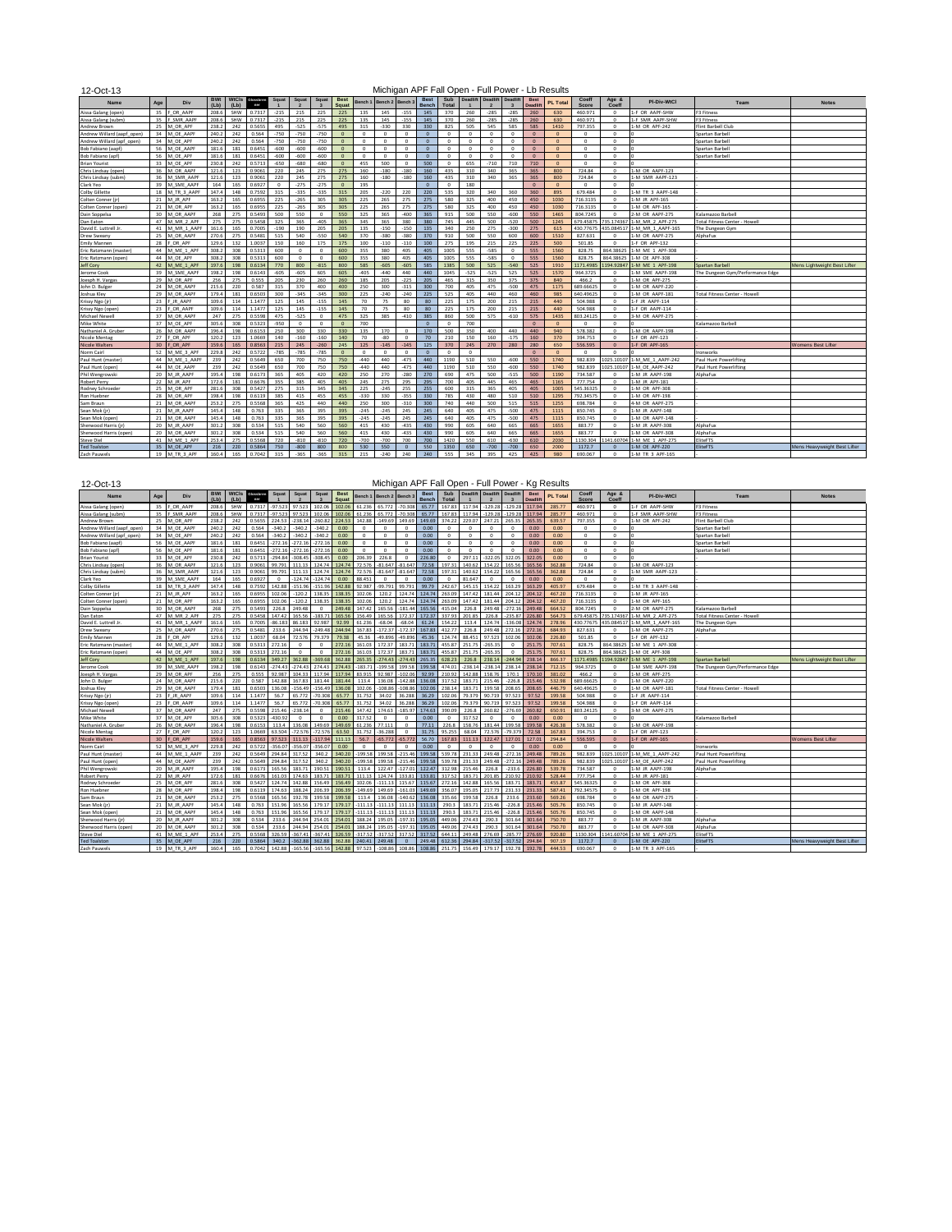12-Oct-13

## Michigan APF Fall Open - Full Power - Lb Results

| Name | Age | Div | BWt (Lb) | WtCls (Lb) | Glossbrenner | Squat 1 | Squat 2 | Squat 3 | Best Squat | Bench 1 | Bench 2 | Bench 3 | Best Bench | Sub Total | Deadlift 1 | Deadlift 2 | Deadlift 3 | Best Deadlift | PL Total | Coeff Score | Age & Coeff | Pl-Div-WtCl | Team | Notes |
|---|---|---|---|---|---|---|---|---|---|---|---|---|---|---|---|---|---|---|---|---|---|---|---|---|
| Aissa Galang (open) | 35 | F_OR_AAPF | 208.6 | SHW | 0.7317 | -215 | 215 | 225 | 225 | 135 | 145 | -155 | 145 | 370 | 260 | -285 | -285 | 260 | 630 | 460.971 | 0 | 1-F_OR_AAPF-SHW | F3 Fitness | |
| Aissa Galang (subm) | 35 | F_SMR_AAPF | 208.6 | SHW | 0.7317 | -215 | 215 | 225 | 225 | 135 | 145 | -155 | 145 | 370 | 260 | -285 | -285 | 260 | 630 | 460.971 | 0 | 1-F_SMR_AAPF-SHW | F3 Fitness | |
| Andrew Brown | 25 | M_OR_APF | 238.2 | 242 | 0.5655 | 495 | -525 | -575 | 495 | 315 | -330 | 330 | 330 | 825 | 505 | 545 | 585 | 585 | 1410 | 797.355 | 0 | 1-M_OR_APF-242 | Flint Barbell Club | |
| Andrew Willard (aapf_open) | 34 | M_OR_AAPF | 240.2 | 242 | 0.564 | -750 | -750 | -750 | 0 | 0 | 0 | 0 | 0 | 0 | 0 | 0 | 0 | 0 | 0 | 0 | 0 | 0 | Spartan Barbell | |
| Andrew Willard (apf_open) | 34 | M_OR_APF | 240.2 | 242 | 0.564 | -750 | -750 | -750 | 0 | 0 | 0 | 0 | 0 | 0 | 0 | 0 | 0 | 0 | 0 | 0 | 0 | 0 | Spartan Barbell | |
| Bob Fabiano (aapf) | 56 | M_OE_AAPF | 181.6 | 181 | 0.6451 | -600 | -600 | -600 | 0 | 0 | 0 | 0 | 0 | 0 | 0 | 0 | 0 | 0 | 0 | 0 | 0 | 0 | Spartan Barbell | |
| Bob Fabiano (apf) | 56 | M_OE_APF | 181.6 | 181 | 0.6451 | -600 | -600 | -600 | 0 | 0 | 0 | 0 | 0 | 0 | 0 | 0 | 0 | 0 | 0 | 0 | 0 | 0 | Spartan Barbell | |
| Brian Yourist | 33 | M_OE_APF | 230.8 | 242 | 0.5713 | -650 | -680 | -680 | 0 | 455 | 500 | 0 | 500 | 0 | 655 | -710 | 710 | 710 | 0 | 0 | 0 | | | |
| Chris Lindsay (open) | 36 | M_OR_AAPF | 121.6 | 123 | 0.9061 | 220 | 245 | 275 | 275 | 160 | -180 | -180 | 160 | 435 | 310 | 340 | 365 | 365 | 800 | 724.84 | 0 | 1-M_OR_AAPF-123 | | |
| Chris Lindsay (subm) | 36 | M_SMR_AAPF | 121.6 | 123 | 0.9061 | 220 | 245 | 275 | 275 | 160 | -180 | -180 | 160 | 435 | 310 | 340 | 365 | 365 | 800 | 724.84 | 0 | 1-M_SMR_AAPF-123 | | |
| Clark Yeo | 39 | M_SMR_AAPF | 164 | 165 | 0.6927 | 0 | -275 | -275 | 0 | 195 | 0 | 0 | 0 | 0 | 180 | 0 | 0 | 0 | 0 | 0 | 0 | | | |
| Colby Gillette | 18 | M_TR_3_AAPF | 147.4 | 148 | 0.7592 | 315 | -335 | -335 | 315 | 205 | -220 | 220 | 220 | 535 | 320 | 340 | 360 | 360 | 895 | 679.484 | 0 | 1-M_TR_3_AAPF-148 | | |
| Collen Conner (jr) | 21 | M_JR_APF | 163.2 | 165 | 0.6955 | 225 | -265 | 305 | 305 | 225 | 265 | 275 | 275 | 580 | 325 | 400 | 450 | 450 | 1030 | 716.3135 | 0 | 1-M_JR_APF-165 | | |
| Collen Conner (open) | 21 | M_OR_APF | 163.2 | 165 | 0.6955 | 225 | -265 | 305 | 305 | 225 | 265 | 275 | 275 | 580 | 325 | 400 | 450 | 450 | 1030 | 716.3135 | 0 | 1-M_OR_APF-165 | | |
| Dain Seppelsa | 30 | M_OR_AAPF | 268 | 275 | 0.5493 | 500 | 550 | 0 | 550 | 325 | 365 | -400 | 365 | 915 | 500 | 550 | -600 | 550 | 1465 | 804.7245 | 0 | 2-M_OR_AAPF-275 | Kalamazoo Barbell | |
| Dan Eaton | 47 | M_MR_2_APF | 275 | 275 | 0.5458 | 325 | 365 | -405 | 365 | 345 | 365 | 380 | 380 | 745 | 445 | 500 | -520 | 500 | 1245 | 679.45875 | 735.174367 | 1-M_MR_2_APF-275 | Total Fitness Center - Howell | |
| David E. Luttrell Jr. | 41 | M_MR_1_AAPF | 161.6 | 165 | 0.7005 | -190 | 190 | 205 | 205 | 135 | -150 | -150 | 135 | 340 | 250 | 275 | -300 | 275 | 615 | 430.77675 | 435.084517 | 1-M_MR_1_AAPF-165 | The Dungeon Gym | |
| Drew Seaway | 25 | M_OR_AAPF | 270.6 | 275 | 0.5481 | 515 | 540 | -550 | 540 | 370 | -380 | -380 | 370 | 910 | 500 | 550 | 600 | 600 | 1510 | 827.631 | 0 | 1-M_OR_AAPF-275 | AlphaFux | |
| Emily Mannen | 28 | F_OR_APF | 129.6 | 132 | 1.0037 | 150 | 160 | 175 | 175 | 100 | -110 | -110 | 100 | 275 | 195 | 215 | 225 | 225 | 500 | 501.85 | 0 | 1-F_OR_APF-132 | | |
| Eric Ratzmann (master) | 44 | M_ME_1_APF | 308.2 | 308 | 0.5313 | 600 | 0 | 0 | 600 | 355 | 380 | 405 | 405 | 1005 | 555 | -585 | 0 | 555 | 1560 | 828.75 | 864.38625 | 1-M_ME_1_APF-308 | | |
| Eric Ratzmann (open) | 44 | M_OE_APF | 308.2 | 308 | 0.5313 | 600 | 0 | 0 | 600 | 355 | 380 | 405 | 405 | 1005 | 555 | -585 | 0 | 555 | 1560 | 828.75 | 864.38625 | 1-M_OE_APF-308 | | |
| Jeff Cory | 42 | M_ME_1_APF | 197.6 | 198 | 0.6134 | 770 | 800 | -815 | 800 | 585 | -605 | -605 | 585 | 1385 | 500 | 525 | -540 | 525 | 1910 | 1171.4985 | 1194.92847 | 1-M_ME_1_APF-198 | Spartan Barbell | Mens Lightweight Best Lifter |
| Jerome Cook | 39 | M_SMR_AAPF | 198.2 | 198 | 0.6143 | -605 | -605 | 605 | 605 | -405 | -440 | 440 | 440 | 1045 | -525 | -525 | 525 | 525 | 1570 | 964.3725 | 0 | 1-M_SMR_AAPF-198 | The Dungeon Gym/Performance Edge | |
| Joseph H. Vargas | 29 | M_OR_APF | 256 | 275 | 0.555 | 205 | 230 | 260 | 260 | 185 | 205 | -225 | 205 | 465 | 315 | 350 | 375 | 375 | 840 | 466.2 | 0 | 1-M_OR_APF-275 | | |
| John D. Bulger | 24 | M_OR_AAPF | 215.6 | 220 | 0.587 | 315 | 370 | 400 | 400 | 250 | 300 | -315 | 300 | 700 | 405 | 475 | -500 | 475 | 1175 | 689.66625 | 0 | 1-M_OR_AAPF-220 | | |
| Joshua Kley | 29 | M_OR_APF | 179.4 | 181 | 0.6503 | 300 | -345 | -345 | 300 | 225 | -240 | -240 | 225 | 525 | 405 | 440 | 460 | 460 | 985 | 640.49625 | 0 | 1-M_OR_APF-181 | Total Fitness Center - Howell | |
| Krissy Ngo (jr) | 23 | F_JR_AAPF | 109.6 | 114 | 1.1477 | 125 | 145 | -155 | 145 | 70 | 75 | 80 | 80 | 225 | 175 | 200 | 215 | 215 | 440 | 504.988 | 0 | 1-F_JR_AAPF-114 | | |
| Krissy Ngo (open) | 23 | F_OR_AAPF | 109.6 | 114 | 1.1477 | 125 | 145 | -155 | 145 | 70 | 75 | 80 | 80 | 225 | 175 | 200 | 215 | 215 | 440 | 504.988 | 0 | 1-F_OR_AAPF-114 | | |
| Michael Newell | 37 | M_OR_AAPF | 247 | 275 | 0.5598 | 475 | -525 | 0 | 475 | 325 | 385 | -410 | 385 | 860 | 500 | 575 | -610 | 575 | 1435 | 803.24125 | 0 | 3-M_OR_AAPF-275 | | |
| Mike White | 37 | M_OE_APF | 305.6 | 308 | 0.5323 | -950 | 0 | 0 | 0 | 700 | 0 | 0 | 0 | 0 | 700 | 0 | 0 | 0 | 0 | 0 | 0 | | Kalamazoo Barbell | |
| Nathaniel A. Gruber | 26 | M_OR_APF | 196.4 | 198 | 0.6153 | 250 | 300 | 330 | 330 | 135 | 170 | 0 | 170 | 500 | 350 | 400 | 440 | 440 | 940 | 578.382 | 0 | 1-M_OR_APF-198 | | |
| Nicole Mentag | 27 | F_OR_APF | 120.2 | 123 | 1.0669 | 140 | -160 | -160 | 140 | 70 | -80 | 0 | 70 | 210 | 150 | 160 | -175 | 160 | 370 | 394.753 | 0 | 1-F_OR_APF-123 | | |
| Nicole Walters | 30 | F_OR_APF | 159.6 | 165 | 0.8563 | 215 | 245 | -260 | 245 | 125 | -145 | -145 | 125 | 370 | 245 | 270 | 280 | 280 | 650 | 556.595 | 0 | 1-F_OR_APF-165 | | Womens Best Lifter |
| Norm Cairl | 52 | M_ME_3_APF | 229.8 | 242 | 0.5722 | -785 | -785 | -785 | 0 | 0 | 0 | 0 | 0 | 0 | 0 | 0 | 0 | 0 | 0 | 0 | 0 | 0 | Ironworks | |
| Paul Hunt (master) | 44 | M_ME_1_AAPF | 239 | 242 | 0.5649 | 650 | 700 | 750 | 750 | -440 | 440 | -475 | 440 | 1190 | 510 | 550 | -600 | 550 | 1740 | 982.839 | 1025.10107 | 1-M_ME_1_AAPF-242 | Paul Hunt Powerlifting | |
| Paul Hunt (open) | 44 | M_OE_AAPF | 239 | 242 | 0.5649 | 650 | 700 | 750 | 750 | -440 | 440 | -475 | 440 | 1190 | 510 | 550 | -600 | 550 | 1740 | 982.839 | 1025.10107 | 1-M_OE_AAPF-242 | Paul Hunt Powerlifting | |
| Phil Wengrowski | 20 | M_JR_AAPF | 195.4 | 198 | 0.6173 | 365 | 405 | 420 | 420 | 250 | 270 | -280 | 270 | 690 | 475 | 500 | -515 | 500 | 1190 | 734.587 | 0 | 1-M_JR_AAPF-198 | AlphaFux | |
| Robert Perry | 22 | M_JR_APF | 172.6 | 181 | 0.6676 | 355 | 385 | 405 | 405 | 245 | 275 | 295 | 295 | 700 | 405 | 445 | 465 | 465 | 1165 | 777.754 | 0 | 1-M_JR_APF-181 | | |
| Rodney Schroeder | 25 | M_OR_APF | 281.6 | 308 | 0.5427 | 275 | 315 | 345 | 345 | 225 | -245 | 255 | 255 | 600 | 315 | 365 | 405 | 405 | 1005 | 545.36325 | 0 | 1-M_OR_APF-308 | | |
| Ron Huebner | 28 | M_OR_APF | 198.4 | 198 | 0.6119 | 385 | 415 | 455 | 455 | -330 | 330 | -355 | 330 | 785 | 430 | 480 | 510 | 510 | 1295 | 792.34575 | 0 | 1-M_OR_APF-198 | | |
| Sam Braun | 21 | M_OR_AAPF | 253.2 | 275 | 0.5568 | 365 | 425 | 440 | 440 | 250 | 300 | -310 | 300 | 740 | 440 | 500 | 515 | 515 | 1255 | 698.784 | 0 | 4-M_OR_AAPF-275 | | |
| Sean Mok (jr) | 21 | M_JR_AAPF | 145.4 | 148 | 0.763 | 335 | 365 | 395 | 395 | -245 | -245 | 245 | 245 | 640 | 405 | 475 | -500 | 475 | 1115 | 850.745 | 0 | 1-M_JR_AAPF-148 | | |
| Sean Mok (open) | 21 | M_OR_AAPF | 145.4 | 148 | 0.763 | 335 | 365 | 395 | 395 | -245 | -245 | 245 | 245 | 640 | 405 | 475 | -500 | 475 | 1115 | 850.745 | 0 | 1-M_OR_AAPF-148 | | |
| Sherwood Harris (jr) | 20 | M_JR_AAPF | 301.2 | 308 | 0.534 | 515 | 540 | 560 | 560 | 415 | 430 | -435 | 430 | 990 | 605 | 640 | 665 | 665 | 1655 | 883.77 | 0 | 1-M_JR_AAPF-308 | AlphaFux | |
| Sherwood Harris (open) | 20 | M_OR_AAPF | 301.2 | 308 | 0.534 | 515 | 540 | 560 | 560 | 415 | 430 | -435 | 430 | 990 | 605 | 640 | 665 | 665 | 1655 | 883.77 | 0 | 1-M_OR_AAPF-308 | AlphaFux | |
| Steve Diel | 41 | M_ME_1_APF | 253.4 | 275 | 0.5568 | 720 | -810 | -810 | 720 | -700 | 700 | 700 | 700 | 1420 | 550 | 610 | -630 | 610 | 2030 | 1130.304 | 1141.60704 | 1-M_ME_1_APF-275 | EliteFTS | |
| Ted Toalston | 35 | M_OE_APF | 216 | 220 | 0.5864 | 750 | -800 | 800 | 800 | 530 | 550 | 0 | 550 | 1350 | 650 | -700 | -700 | 650 | 2000 | 1172.7 | 0 | 1-M_OE_APF-220 | EliteFTS | Mens Heavyweight Best Lifter |
| Zach Pauwels | 19 | M_TR_3_APF | 160.4 | 165 | 0.7042 | 315 | -365 | -365 | 315 | 215 | -240 | 240 | 240 | 555 | 345 | 395 | 425 | 425 | 980 | 690.067 | 0 | 1-M_TR_3_APF-165 | | |

12-Oct-13

## Michigan APF Fall Open - Full Power - Kg Results

| Name | Age | Div | BWt (Lb) | WtCls (Lb) | Glossbrenner | Squat 1 | Squat 2 | Squat 3 | Best Squat | Bench 1 | Bench 2 | Bench 3 | Best Bench | Sub Total | Deadlift 1 | Deadlift 2 | Deadlift 3 | Best Deadlift | PL Total | Coeff Score | Age & Coeff | Pl-Div-WtCl | Team | Notes |
|---|---|---|---|---|---|---|---|---|---|---|---|---|---|---|---|---|---|---|---|---|---|---|---|---|
| Aissa Galang (open) | 35 | F_OR_AAPF | 208.6 | SHW | 0.7317 | -97.523 | 97.523 | 102.06 | 102.06 | 61.236 | 65.772 | -70.308 | 65.77 | 167.83 | 117.94 | -129.28 | -129.28 | 117.94 | 285.77 | 460.971 | 0 | 1-F_OR_AAPF-SHW | F3 Fitness | |
| Aissa Galang (subm) | 35 | F_SMR_AAPF | 208.6 | SHW | 0.7317 | -97.523 | 97.523 | 102.06 | 102.06 | 61.236 | 65.772 | -70.308 | 65.77 | 167.83 | 117.94 | -129.28 | -129.28 | 117.94 | 285.77 | 460.971 | 0 | 1-F_SMR_AAPF-SHW | F3 Fitness | |
| Andrew Brown | 25 | M_OR_APF | 238.2 | 242 | 0.5655 | 224.53 | -238.14 | -260.82 | 224.53 | 142.88 | -149.69 | 149.69 | 149.69 | 374.22 | 229.07 | 247.21 | 265.35 | 265.35 | 639.57 | 797.355 | 0 | 1-M_OR_APF-242 | Flint Barbell Club | |
| Andrew Willard (aapf_open) | 34 | M_OR_AAPF | 240.2 | 242 | 0.564 | -340.2 | -340.2 | -340.2 | 0.00 | 0 | 0 | 0 | 0.00 | 0 | 0 | 0 | 0 | 0.00 | 0.00 | 0 | 0 | 0 | Spartan Barbell | |
| Andrew Willard (apf_open) | 34 | M_OR_APF | 240.2 | 242 | 0.564 | -340.2 | -340.2 | -340.2 | 0.00 | 0 | 0 | 0 | 0.00 | 0 | 0 | 0 | 0 | 0.00 | 0.00 | 0 | 0 | 0 | Spartan Barbell | |
| Bob Fabiano (aapf) | 56 | M_OE_AAPF | 181.6 | 181 | 0.6451 | -272.16 | -272.16 | -272.16 | 0.00 | 0 | 0 | 0 | 0.00 | 0 | 0 | 0 | 0 | 0.00 | 0.00 | 0 | 0 | 0 | Spartan Barbell | |
| Bob Fabiano (apf) | 56 | M_OE_APF | 181.6 | 181 | 0.6451 | -272.16 | -272.16 | -272.16 | 0.00 | 0 | 0 | 0 | 0.00 | 0 | 0 | 0 | 0 | 0.00 | 0.00 | 0 | 0 | 0 | Spartan Barbell | |
| Brian Yourist | 33 | M_OE_APF | 230.8 | 242 | 0.5713 | -294.84 | -308.45 | -308.45 | 0.00 | 206.39 | 226.8 | 0 | 226.80 | 0 | 297.11 | -322.05 | 322.05 | 322.05 | 0.00 | 0 | 0 | | | |
| Chris Lindsay (open) | 36 | M_OR_AAPF | 121.6 | 123 | 0.9061 | 99.791 | 111.13 | 124.74 | 124.74 | 72.576 | -81.647 | -81.647 | 72.58 | 197.31 | 140.62 | 154.22 | 165.56 | 165.56 | 362.88 | 724.84 | 0 | 1-M_OR_AAPF-123 | | |
| Chris Lindsay (subm) | 36 | M_SMR_AAPF | 121.6 | 123 | 0.9061 | 99.791 | 111.13 | 124.74 | 124.74 | 72.576 | -81.647 | -81.647 | 72.58 | 197.31 | 140.62 | 154.22 | 165.56 | 165.56 | 362.88 | 724.84 | 0 | 1-M_SMR_AAPF-123 | | |
| Clark Yeo | 39 | M_SMR_AAPF | 164 | 165 | 0.6927 | 0 | -124.74 | -124.74 | 0.00 | 88.451 | 0 | 0 | 0.00 | 0 | 81.6447 | 0 | 0 | 0.00 | 0.00 | 0 | 0 | | | |
| Colby Gillette | 18 | M_TR_3_AAPF | 147.4 | 148 | 0.7592 | 142.88 | -151.96 | -151.96 | 142.88 | 92.987 | -99.791 | 99.79 | 99.79 | 242.67 | 145.15 | 154.22 | 163.29 | 163.29 | 405.97 | 679.484 | 0 | 1-M_TR_3_AAPF-148 | | |
| Collen Conner (jr) | 21 | M_JR_APF | 163.2 | 165 | 0.6955 | 102.06 | -120.2 | 138.35 | 138.35 | 102.06 | 120.2 | 124.74 | 124.74 | 263.09 | 147.42 | 181.44 | 204.12 | 204.12 | 467.20 | 716.3135 | 0 | 1-M_JR_APF-165 | | |
| Collen Conner (open) | 21 | M_OR_APF | 163.2 | 165 | 0.6955 | 102.06 | -120.2 | 138.35 | 138.35 | 102.06 | 120.2 | 124.74 | 124.74 | 263.09 | 147.42 | 181.44 | 204.12 | 204.12 | 467.20 | 716.3135 | 0 | 1-M_OR_APF-165 | | |
| Dain Seppelsa | 30 | M_OR_AAPF | 268 | 275 | 0.5493 | 226.8 | 249.48 | 0 | 249.48 | 147.42 | 165.56 | -181.44 | 165.56 | 415.04 | 226.8 | 249.48 | -272.16 | 249.48 | 664.52 | 804.7245 | 0 | 2-M_OR_AAPF-275 | Kalamazoo Barbell | |
| Dan Eaton | 47 | M_MR_2_APF | 275 | 275 | 0.5458 | 147.42 | 165.56 | -183.71 | 165.56 | 156.49 | 165.56 | 172.37 | 172.37 | 337.93 | 201.85 | 226.8 | -235.87 | 226.80 | 564.73 | 679.45875 | 735.174367 | 1-M_MR_2_APF-275 | Total Fitness Center - Howell | |
| David E. Luttrell Jr. | 41 | M_MR_1_AAPF | 161.6 | 165 | 0.7005 | -86.183 | 86.183 | 92.987 | 92.99 | 61.236 | -68.04 | -68.04 | 61.24 | 154.22 | 113.4 | 124.74 | -136.08 | 124.74 | 278.96 | 430.77675 | 435.084517 | 1-M_MR_1_AAPF-165 | The Dungeon Gym | |
| Drew Seaway | 25 | M_OR_AAPF | 270.6 | 275 | 0.5481 | 233.6 | 244.94 | -249.48 | 244.94 | 167.83 | -172.37 | -172.37 | 167.83 | 412.77 | 226.8 | 249.48 | 272.16 | 272.16 | 684.93 | 827.631 | 0 | 1-M_OR_AAPF-275 | AlphaFux | |
| Emily Mannen | 28 | F_OR_APF | 129.6 | 132 | 1.0037 | 68.04 | 72.576 | 79.379 | 79.38 | 45.36 | -49.896 | -49.896 | 45.36 | 124.74 | 88.451 | 97.523 | 102.06 | 102.06 | 226.80 | 501.85 | 0 | 1-F_OR_APF-132 | | |
| Eric Ratzmann (master) | 44 | M_ME_1_APF | 308.2 | 308 | 0.5313 | 272.16 | 0 | 0 | 272.16 | 161.03 | 172.37 | 183.71 | 183.71 | 455.87 | 251.75 | -265.35 | 0 | 251.75 | 707.61 | 828.75 | 864.38625 | 1-M_ME_1_APF-308 | | |
| Eric Ratzmann (open) | 44 | M_OE_APF | 308.2 | 308 | 0.5313 | 272.16 | 0 | 0 | 272.16 | 161.03 | 172.37 | 183.71 | 183.71 | 455.87 | 251.75 | -265.35 | 0 | 251.75 | 707.61 | 828.75 | 864.38625 | 1-M_OE_APF-308 | | |
| Jeff Cory | 42 | M_ME_1_APF | 197.6 | 198 | 0.6134 | 349.27 | 362.88 | -369.68 | 362.88 | 265.35 | -274.43 | -274.43 | 265.35 | 628.23 | 226.8 | 238.14 | -244.94 | 238.14 | 866.37 | 1171.4985 | 1194.92847 | 1-M_ME_1_APF-198 | Spartan Barbell | Mens Lightweight Best Lifter |
| Jerome Cook | 39 | M_SMR_AAPF | 198.2 | 198 | 0.6143 | -274.43 | -274.43 | 274.43 | 274.43 | -183.71 | -199.58 | 199.58 | 199.58 | 474.01 | -238.14 | -238.14 | 238.14 | 238.14 | 712.15 | 964.3725 | 0 | 1-M_SMR_AAPF-198 | The Dungeon Gym/Performance Edge | |
| Joseph H. Vargas | 29 | M_OR_APF | 256 | 275 | 0.555 | 92.987 | 104.33 | 117.94 | 117.94 | 83.915 | 92.987 | -102.06 | 92.99 | 210.92 | 142.88 | 158.76 | 170.1 | 170.10 | 381.02 | 466.2 | 0 | 1-M_OR_APF-275 | | |
| John D. Bulger | 24 | M_OR_AAPF | 215.6 | 220 | 0.587 | 142.88 | 167.83 | 181.44 | 181.44 | 113.4 | 136.08 | -142.88 | 136.08 | 317.52 | 183.71 | 215.46 | -226.8 | 215.46 | 532.98 | 689.66625 | 0 | 1-M_OR_AAPF-220 | | |
| Joshua Kley | 29 | M_OR_APF | 179.4 | 181 | 0.6503 | 136.08 | -156.49 | -156.49 | 136.08 | 102.06 | -108.86 | -108.86 | 102.06 | 238.14 | 183.71 | 199.58 | 208.65 | 208.65 | 446.79 | 640.49625 | 0 | 1-M_OR_APF-181 | Total Fitness Center - Howell | |
| Krissy Ngo (jr) | 23 | F_JR_AAPF | 109.6 | 114 | 1.1477 | 56.7 | 65.772 | -70.308 | 65.77 | 31.752 | 34.02 | 36.288 | 36.29 | 102.06 | 79.379 | 90.719 | 97.523 | 97.52 | 199.58 | 504.988 | 0 | 1-F_JR_AAPF-114 | | |
| Krissy Ngo (open) | 23 | F_OR_AAPF | 109.6 | 114 | 1.1477 | 56.7 | 65.772 | -70.308 | 65.77 | 31.752 | 34.02 | 36.288 | 36.29 | 102.06 | 79.379 | 90.719 | 97.523 | 97.52 | 199.58 | 504.988 | 0 | 1-F_OR_AAPF-114 | | |
| Michael Newell | 37 | M_OR_AAPF | 247 | 275 | 0.5598 | 215.46 | -238.14 | 0 | 215.46 | 147.42 | 174.63 | -185.97 | 174.63 | 390.09 | 226.8 | 260.82 | -276.69 | 260.82 | 650.91 | 803.24125 | 0 | 3-M_OR_AAPF-275 | | |
| Mike White | 37 | M_OE_APF | 305.6 | 308 | 0.5323 | -430.92 | 0 | 0 | 0.00 | 317.52 | 0 | 0 | 0.00 | 0 | 317.52 | 0 | 0 | 0.00 | 0.00 | 0 | 0 | | Kalamazoo Barbell | |
| Nathaniel A. Gruber | 26 | M_OR_APF | 196.4 | 198 | 0.6153 | 113.4 | 136.08 | 149.69 | 149.69 | 61.236 | 77.111 | 0 | 77.11 | 226.8 | 158.76 | 181.44 | 199.58 | 199.58 | 426.38 | 578.382 | 0 | 1-M_OR_APF-198 | | |
| Nicole Mentag | 27 | F_OR_APF | 120.2 | 123 | 1.0669 | 63.504 | -72.576 | -72.576 | 63.50 | 31.752 | -36.288 | 0 | 31.75 | 95.255 | 68.04 | 72.576 | -79.379 | 72.58 | 167.83 | 394.753 | 0 | 1-F_OR_APF-123 | | |
| Nicole Walters | 30 | F_OR_APF | 159.6 | 165 | 0.8563 | 97.523 | 111.13 | -117.94 | 111.13 | 56.7 | -65.772 | -65.772 | 56.70 | 167.83 | 111.13 | 122.47 | 127.01 | 127.01 | 294.84 | 556.595 | 0 | 1-F_OR_APF-165 | | Womens Best Lifter |
| Norm Cairl | 52 | M_ME_3_APF | 229.8 | 242 | 0.5722 | -356.07 | -356.07 | -356.07 | 0.00 | 0 | 0 | 0 | 0.00 | 0 | 0 | 0 | 0 | 0.00 | 0.00 | 0 | 0 | 0 | Ironworks | |
| Paul Hunt (master) | 44 | M_ME_1_AAPF | 239 | 242 | 0.5649 | 294.84 | 317.52 | 340.2 | 340.20 | -199.58 | 199.58 | -215.46 | 199.58 | 539.78 | 231.33 | 249.48 | -272.16 | 249.48 | 789.26 | 982.839 | 1025.10107 | 1-M_ME_1_AAPF-242 | Paul Hunt Powerlifting | |
| Paul Hunt (open) | 44 | M_OE_AAPF | 239 | 242 | 0.5649 | 294.84 | 317.52 | 340.2 | 340.20 | -199.58 | 199.58 | -215.46 | 199.58 | 539.78 | 231.33 | 249.48 | -272.16 | 249.48 | 789.26 | 982.839 | 1025.10107 | 1-M_OE_AAPF-242 | Paul Hunt Powerlifting | |
| Phil Wengrowski | 20 | M_JR_AAPF | 195.4 | 198 | 0.6173 | 165.56 | 183.71 | 190.51 | 190.51 | 113.4 | 122.47 | -127.01 | 122.47 | 312.98 | 215.46 | 226.8 | -233.6 | 226.80 | 539.78 | 734.587 | 0 | 1-M_JR_AAPF-198 | AlphaFux | |
| Robert Perry | 22 | M_JR_APF | 172.6 | 181 | 0.6676 | 161.03 | 174.63 | 183.71 | 183.71 | 111.13 | 124.74 | 133.81 | 133.81 | 317.52 | 183.71 | 201.85 | 210.92 | 210.92 | 528.44 | 777.754 | 0 | 1-M_JR_APF-181 | | |
| Rodney Schroeder | 25 | M_OR_APF | 281.6 | 308 | 0.5427 | 124.74 | 142.88 | 156.49 | 156.49 | 102.06 | -111.13 | 115.67 | 115.67 | 272.16 | 142.88 | 165.56 | 183.71 | 183.71 | 455.87 | 545.36325 | 0 | 1-M_OR_APF-308 | | |
| Ron Huebner | 28 | M_OR_APF | 198.4 | 198 | 0.6119 | 174.63 | 188.24 | 206.39 | 206.39 | -149.69 | 149.69 | -161.03 | 149.69 | 356.07 | 195.05 | 217.73 | 231.33 | 231.33 | 587.41 | 792.34575 | 0 | 1-M_OR_APF-198 | | |
| Sam Braun | 21 | M_OR_AAPF | 253.2 | 275 | 0.5568 | 165.56 | 192.78 | 199.58 | 199.58 | 113.4 | 136.08 | -140.62 | 136.08 | 335.66 | 199.58 | 226.8 | 233.6 | 233.60 | 569.26 | 698.784 | 0 | 4-M_OR_AAPF-275 | | |
| Sean Mok (jr) | 21 | M_JR_AAPF | 145.4 | 148 | 0.763 | 151.96 | 165.56 | 179.17 | 179.17 | -111.13 | -111.13 | 111.13 | 111.13 | 290.3 | 183.71 | 215.46 | -226.8 | 215.46 | 505.76 | 850.745 | 0 | 1-M_JR_AAPF-148 | | |
| Sean Mok (open) | 21 | M_OR_AAPF | 145.4 | 148 | 0.763 | 151.96 | 165.56 | 179.17 | 179.17 | -111.13 | -111.13 | 111.13 | 111.13 | 290.3 | 183.71 | 215.46 | -226.8 | 215.46 | 505.76 | 850.745 | 0 | 1-M_OR_AAPF-148 | | |
| Sherwood Harris (jr) | 20 | M_JR_AAPF | 301.2 | 308 | 0.534 | 233.6 | 244.94 | 254.01 | 254.01 | 188.24 | 195.05 | -197.31 | 195.05 | 449.06 | 274.43 | 290.3 | 301.64 | 301.64 | 750.70 | 883.77 | 0 | 1-M_JR_AAPF-308 | AlphaFux | |
| Sherwood Harris (open) | 20 | M_OR_AAPF | 301.2 | 308 | 0.534 | 233.6 | 244.94 | 254.01 | 254.01 | 188.24 | 195.05 | -197.31 | 195.05 | 449.06 | 274.43 | 290.3 | 301.64 | 301.64 | 750.70 | 883.77 | 0 | 1-M_OR_AAPF-308 | AlphaFux | |
| Steve Diel | 41 | M_ME_1_APF | 253.4 | 275 | 0.5568 | 326.59 | -367.41 | -367.41 | 326.59 | -317.52 | 317.52 | 317.52 | 317.52 | 644.11 | 249.48 | 276.69 | -285.77 | 276.69 | 920.80 | 1130.304 | 1141.60704 | 1-M_ME_1_APF-275 | EliteFTS | |
| Ted Toalston | 35 | M_OE_APF | 216 | 220 | 0.5864 | 340.2 | -362.88 | 362.88 | 362.88 | 240.41 | 249.48 | 0 | 249.48 | 612.36 | 294.84 | -317.52 | -317.52 | 294.84 | 907.19 | 1172.7 | 0 | 1-M_OE_APF-220 | EliteFTS | Mens Heavyweight Best Lifter |
| Zach Pauwels | 19 | M_TR_3_APF | 160.4 | 165 | 0.7042 | 142.88 | -165.56 | -165.56 | 142.88 | 97.523 | -108.86 | 108.86 | 108.86 | 251.75 | 156.49 | 179.17 | 192.78 | 192.78 | 444.53 | 690.067 | 0 | 1-M_TR_3_APF-165 | | |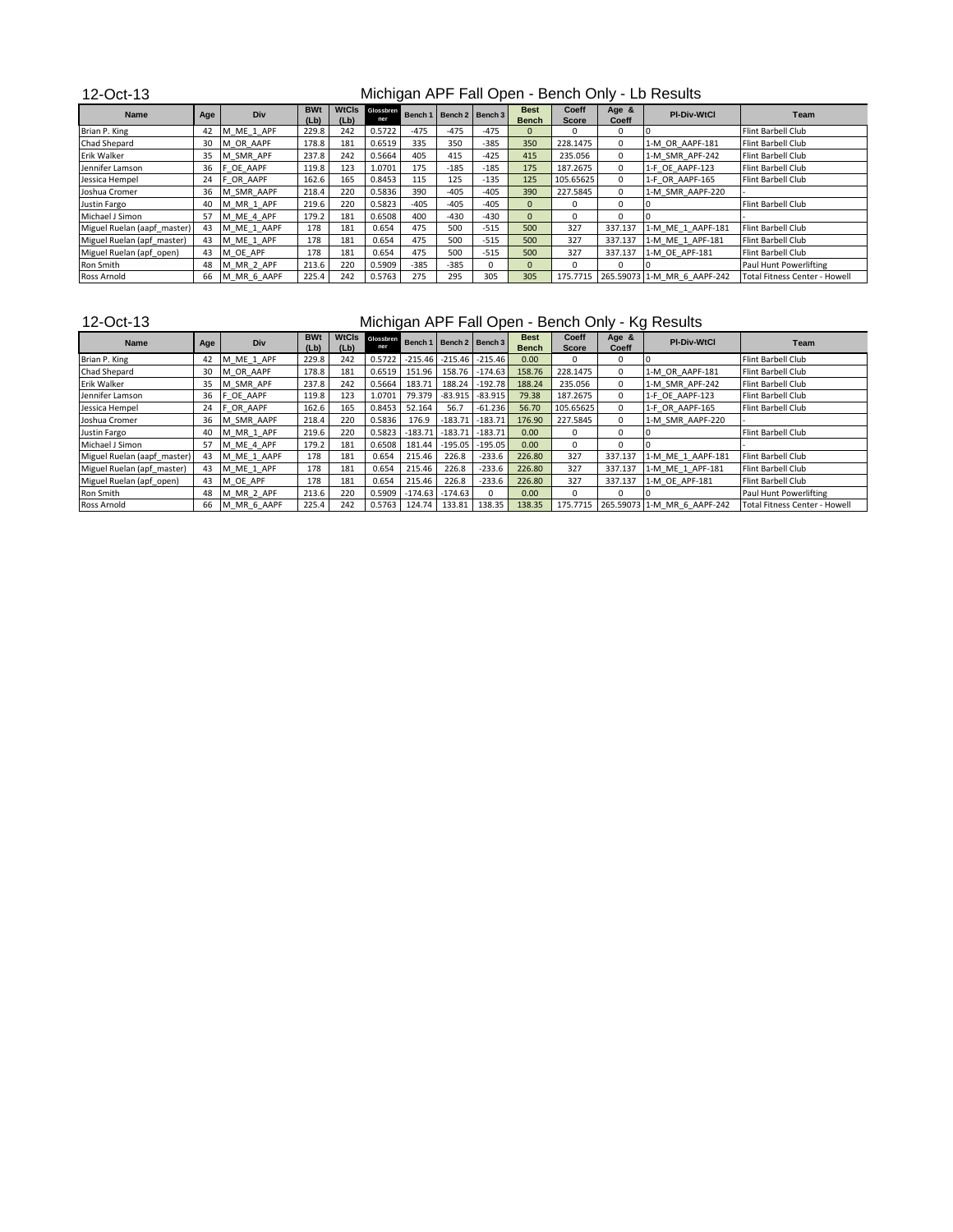12-Oct-13

## Michigan APF Fall Open - Bench Only - Lb Results

| Name | Age | Div | BWt (Lb) | WtCls (Lb) | Glossbrenner | Bench 1 | Bench 2 | Bench 3 | Best Bench | Coeff Score | Age & Coeff | Pl-Div-WtCl | Team |
|---|---|---|---|---|---|---|---|---|---|---|---|---|---|
| Brian P. King | 42 | M_ME_1_APF | 229.8 | 242 | 0.5722 | -475 | -475 | -475 | 0 | 0 | 0 | 0 | Flint Barbell Club |
| Chad Shepard | 30 | M_OR_AAPF | 178.8 | 181 | 0.6519 | 335 | 350 | -385 | 350 | 228.1475 | 0 | 1-M_OR_AAPF-181 | Flint Barbell Club |
| Erik Walker | 35 | M_SMR_APF | 237.8 | 242 | 0.5664 | 405 | 415 | -425 | 415 | 235.056 | 0 | 1-M_SMR_APF-242 | Flint Barbell Club |
| Jennifer Lamson | 36 | F_OE_AAPF | 119.8 | 123 | 1.0701 | 175 | -185 | -185 | 175 | 187.2675 | 0 | 1-F_OE_AAPF-123 | Flint Barbell Club |
| Jessica Hempel | 24 | F_OR_AAPF | 162.6 | 165 | 0.8453 | 115 | 125 | -135 | 125 | 105.65625 | 0 | 1-F_OR_AAPF-165 | Flint Barbell Club |
| Joshua Cromer | 36 | M_SMR_AAPF | 218.4 | 220 | 0.5836 | 390 | -405 | -405 | 390 | 227.5845 | 0 | 1-M_SMR_AAPF-220 | - |
| Justin Fargo | 40 | M_MR_1_APF | 219.6 | 220 | 0.5823 | -405 | -405 | -405 | 0 | 0 | 0 | 0 | Flint Barbell Club |
| Michael J Simon | 57 | M_ME_4_APF | 179.2 | 181 | 0.6508 | 400 | -430 | -430 | 0 | 0 | 0 | 0 | - |
| Miguel Ruelan (aapf_master) | 43 | M_ME_1_AAPF | 178 | 181 | 0.654 | 475 | 500 | -515 | 500 | 327 | 337.137 | 1-M_ME_1_AAPF-181 | Flint Barbell Club |
| Miguel Ruelan (apf_master) | 43 | M_ME_1_APF | 178 | 181 | 0.654 | 475 | 500 | -515 | 500 | 327 | 337.137 | 1-M_ME_1_APF-181 | Flint Barbell Club |
| Miguel Ruelan (apf_open) | 43 | M_OE_APF | 178 | 181 | 0.654 | 475 | 500 | -515 | 500 | 327 | 337.137 | 1-M_OE_APF-181 | Flint Barbell Club |
| Ron Smith | 48 | M_MR_2_APF | 213.6 | 220 | 0.5909 | -385 | -385 | 0 | 0 | 0 | 0 | 0 | Paul Hunt Powerlifting |
| Ross Arnold | 66 | M_MR_6_AAPF | 225.4 | 242 | 0.5763 | 275 | 295 | 305 | 305 | 175.7715 | 265.59073 | 1-M_MR_6_AAPF-242 | Total Fitness Center - Howell |

12-Oct-13

## Michigan APF Fall Open - Bench Only - Kg Results

| Name | Age | Div | BWt (Lb) | WtCls (Lb) | Glossbrenner | Bench 1 | Bench 2 | Bench 3 | Best Bench | Coeff Score | Age & Coeff | Pl-Div-WtCl | Team |
|---|---|---|---|---|---|---|---|---|---|---|---|---|---|
| Brian P. King | 42 | M_ME_1_APF | 229.8 | 242 | 0.5722 | -215.46 | -215.46 | -215.46 | 0.00 | 0 | 0 | 0 | Flint Barbell Club |
| Chad Shepard | 30 | M_OR_AAPF | 178.8 | 181 | 0.6519 | 151.96 | 158.76 | -174.63 | 158.76 | 228.1475 | 0 | 1-M_OR_AAPF-181 | Flint Barbell Club |
| Erik Walker | 35 | M_SMR_APF | 237.8 | 242 | 0.5664 | 183.71 | 188.24 | -192.78 | 188.24 | 235.056 | 0 | 1-M_SMR_APF-242 | Flint Barbell Club |
| Jennifer Lamson | 36 | F_OE_AAPF | 119.8 | 123 | 1.0701 | 79.379 | -83.915 | -83.915 | 79.38 | 187.2675 | 0 | 1-F_OE_AAPF-123 | Flint Barbell Club |
| Jessica Hempel | 24 | F_OR_AAPF | 162.6 | 165 | 0.8453 | 52.164 | 56.7 | -61.236 | 56.70 | 105.65625 | 0 | 1-F_OR_AAPF-165 | Flint Barbell Club |
| Joshua Cromer | 36 | M_SMR_AAPF | 218.4 | 220 | 0.5836 | 176.9 | -183.71 | -183.71 | 176.90 | 227.5845 | 0 | 1-M_SMR_AAPF-220 | - |
| Justin Fargo | 40 | M_MR_1_APF | 219.6 | 220 | 0.5823 | -183.71 | -183.71 | -183.71 | 0.00 | 0 | 0 | 0 | Flint Barbell Club |
| Michael J Simon | 57 | M_ME_4_APF | 179.2 | 181 | 0.6508 | 181.44 | -195.05 | -195.05 | 0.00 | 0 | 0 | 0 | - |
| Miguel Ruelan (aapf_master) | 43 | M_ME_1_AAPF | 178 | 181 | 0.654 | 215.46 | 226.8 | -233.6 | 226.80 | 327 | 337.137 | 1-M_ME_1_AAPF-181 | Flint Barbell Club |
| Miguel Ruelan (apf_master) | 43 | M_ME_1_APF | 178 | 181 | 0.654 | 215.46 | 226.8 | -233.6 | 226.80 | 327 | 337.137 | 1-M_ME_1_APF-181 | Flint Barbell Club |
| Miguel Ruelan (apf_open) | 43 | M_OE_APF | 178 | 181 | 0.654 | 215.46 | 226.8 | -233.6 | 226.80 | 327 | 337.137 | 1-M_OE_APF-181 | Flint Barbell Club |
| Ron Smith | 48 | M_MR_2_APF | 213.6 | 220 | 0.5909 | -174.63 | -174.63 | 0 | 0.00 | 0 | 0 | 0 | Paul Hunt Powerlifting |
| Ross Arnold | 66 | M_MR_6_AAPF | 225.4 | 242 | 0.5763 | 124.74 | 133.81 | 138.35 | 138.35 | 175.7715 | 265.59073 | 1-M_MR_6_AAPF-242 | Total Fitness Center - Howell |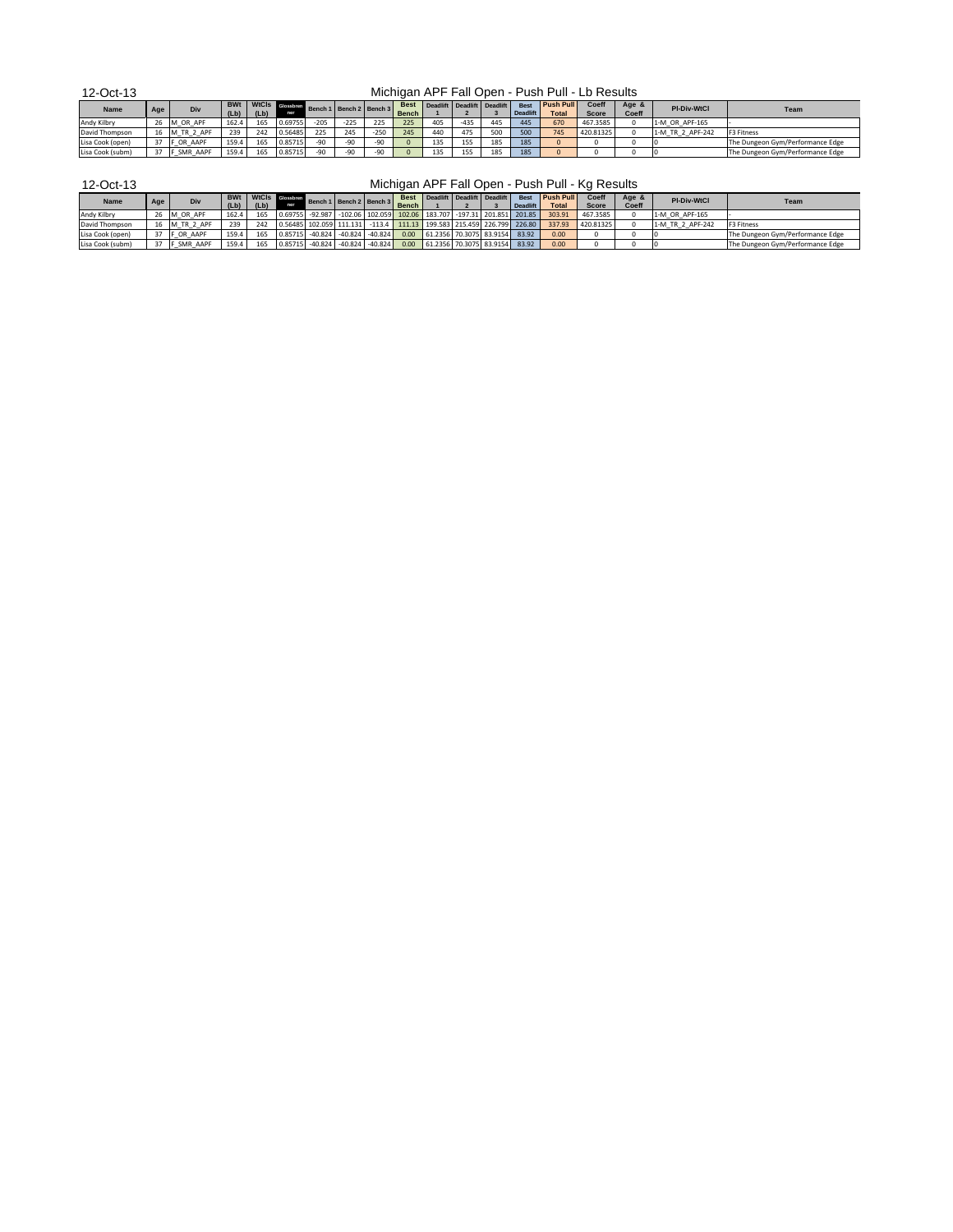12-Oct-13

## Michigan APF Fall Open - Push Pull - Lb Results

| Name | Age | Div | BWt (Lb) | WtCls (Lb) | Glossbrenner | Bench 1 | Bench 2 | Bench 3 | Best Bench | Deadlift 1 | Deadlift 2 | Deadlift 3 | Best Deadlift | Push Pull Total | Coeff Score | Age & Coeff | Pl-Div-WtCl | Team |
|---|---|---|---|---|---|---|---|---|---|---|---|---|---|---|---|---|---|---|
| Andy Kilbry | 26 | M_OR_APF | 162.4 | 165 | 0.69755 | -205 | -225 | 225 | 225 | 405 | -435 | 445 | 445 | 670 | 467.3585 | 0 | 1-M_OR_APF-165 | - |
| David Thompson | 16 | M_TR_2_APF | 239 | 242 | 0.56485 | 225 | 245 | -250 | 245 | 440 | 475 | 500 | 500 | 745 | 420.81325 | 0 | 1-M_TR_2_APF-242 | F3 Fitness |
| Lisa Cook (open) | 37 | F_OR_AAPF | 159.4 | 165 | 0.85715 | -90 | -90 | -90 | 0 | 135 | 155 | 185 | 185 | 0 | 0 | 0 | 0 | The Dungeon Gym/Performance Edge |
| Lisa Cook (subm) | 37 | F_SMR_AAPF | 159.4 | 165 | 0.85715 | -90 | -90 | -90 | 0 | 135 | 155 | 185 | 185 | 0 | 0 | 0 | 0 | The Dungeon Gym/Performance Edge |

12-Oct-13

## Michigan APF Fall Open - Push Pull - Kg Results

| Name | Age | Div | BWt (Lb) | WtCls (Lb) | Glossbrenner | Bench 1 | Bench 2 | Bench 3 | Best Bench | Deadlift 1 | Deadlift 2 | Deadlift 3 | Best Deadlift | Push Pull Total | Coeff Score | Age & Coeff | Pl-Div-WtCl | Team |
|---|---|---|---|---|---|---|---|---|---|---|---|---|---|---|---|---|---|---|
| Andy Kilbry | 26 | M_OR_APF | 162.4 | 165 | 0.69755 | -92.987 | -102.06 | 102.059 | 102.06 | 183.707 | -197.31 | 201.851 | 201.85 | 303.91 | 467.3585 | 0 | 1-M_OR_APF-165 | - |
| David Thompson | 16 | M_TR_2_APF | 239 | 242 | 0.56485 | 102.059 | 111.131 | -113.4 | 111.13 | 199.583 | 215.459 | 226.799 | 226.80 | 337.93 | 420.81325 | 0 | 1-M_TR_2_APF-242 | F3 Fitness |
| Lisa Cook (open) | 37 | F_OR_AAPF | 159.4 | 165 | 0.85715 | -40.824 | -40.824 | -40.824 | 0.00 | 61.2356 | 70.3075 | 83.9154 | 83.92 | 0.00 | 0 | 0 | 0 | The Dungeon Gym/Performance Edge |
| Lisa Cook (subm) | 37 | F_SMR_AAPF | 159.4 | 165 | 0.85715 | -40.824 | -40.824 | -40.824 | 0.00 | 61.2356 | 70.3075 | 83.9154 | 83.92 | 0.00 | 0 | 0 | 0 | The Dungeon Gym/Performance Edge |